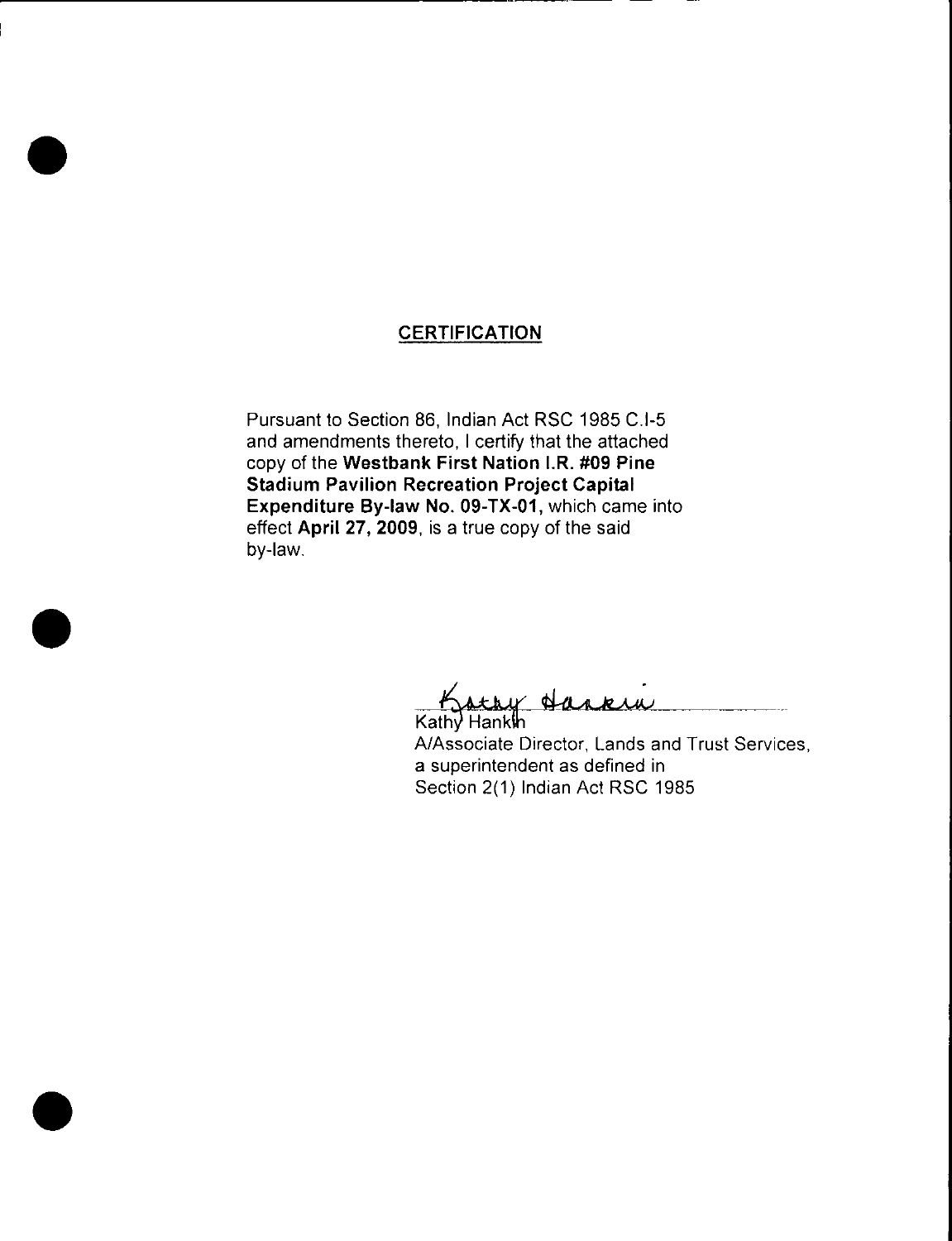## CERTIFICATION

Pursuant to Section 86, Indian Act RSC 1985 C.I-5 and amendments thereto, I certify that the attached copy of the **Westbank First Nation I.R. #09 Pine Stadium Pavilion Recreation Project Capital Expenditure By-law No. 09-TX-01,** which came into effect **April 27, 2009**, is a true copy of the said by-law.

Kathy Hankin
A/Associate Director, Lands and Trust Services,
a superintendent as defined in
Section 2(1) Indian Act RSC 1985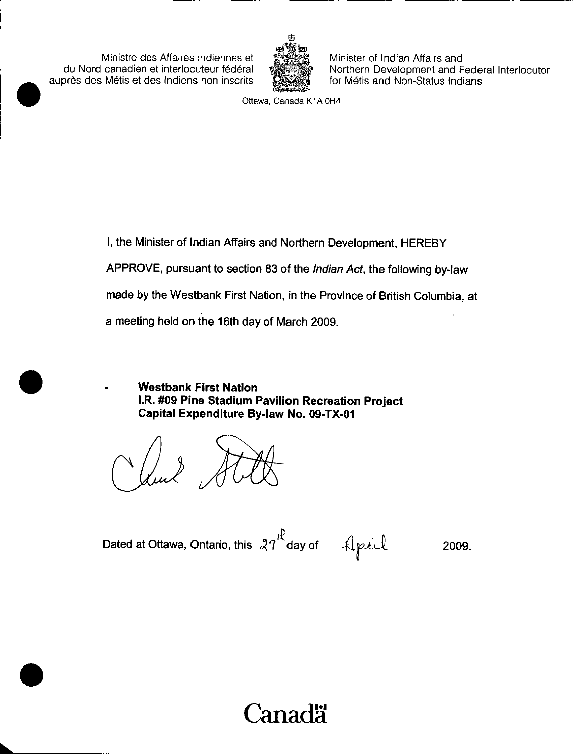Ministre des Affaires indiennes et du Nord canadien et interlocuteur fédéral auprès des Métis et des Indiens non inscrits

Minister of Indian Affairs and Northern Development and Federal Interlocutor for Métis and Non-Status Indians

Ottawa, Canada K1A 0H4

I, the Minister of Indian Affairs and Northern Development, HEREBY APPROVE, pursuant to section 83 of the *Indian Act*, the following by-law made by the Westbank First Nation, in the Province of British Columbia, at a meeting held on the 16th day of March 2009.

- **Westbank First Nation**
  **I.R. #09 Pine Stadium Pavilion Recreation Project**
  **Capital Expenditure By-law No. 09-TX-01**

Dated at Ottawa, Ontario, this 27th day of April 2009.

Canada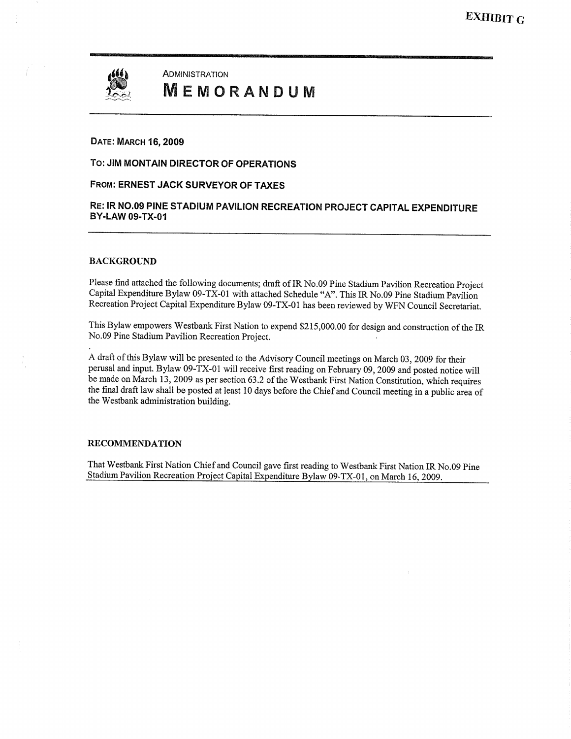EXHIBIT G

ADMINISTRATION

# MEMORANDUM

**DATE: MARCH 16, 2009**

**TO: JIM MONTAIN DIRECTOR OF OPERATIONS**

**FROM: ERNEST JACK SURVEYOR OF TAXES**

**RE: IR NO.09 PINE STADIUM PAVILION RECREATION PROJECT CAPITAL EXPENDITURE BY-LAW 09-TX-01**

## BACKGROUND

Please find attached the following documents; draft of IR No.09 Pine Stadium Pavilion Recreation Project Capital Expenditure Bylaw 09-TX-01 with attached Schedule "A". This IR No.09 Pine Stadium Pavilion Recreation Project Capital Expenditure Bylaw 09-TX-01 has been reviewed by WFN Council Secretariat.

This Bylaw empowers Westbank First Nation to expend $215,000.00 for design and construction of the IR No.09 Pine Stadium Pavilion Recreation Project.

A draft of this Bylaw will be presented to the Advisory Council meetings on March 03, 2009 for their perusal and input. Bylaw 09-TX-01 will receive first reading on February 09, 2009 and posted notice will be made on March 13, 2009 as per section 63.2 of the Westbank First Nation Constitution, which requires the final draft law shall be posted at least 10 days before the Chief and Council meeting in a public area of the Westbank administration building.

## RECOMMENDATION

That Westbank First Nation Chief and Council gave first reading to Westbank First Nation IR No.09 Pine Stadium Pavilion Recreation Project Capital Expenditure Bylaw 09-TX-01, on March 16, 2009.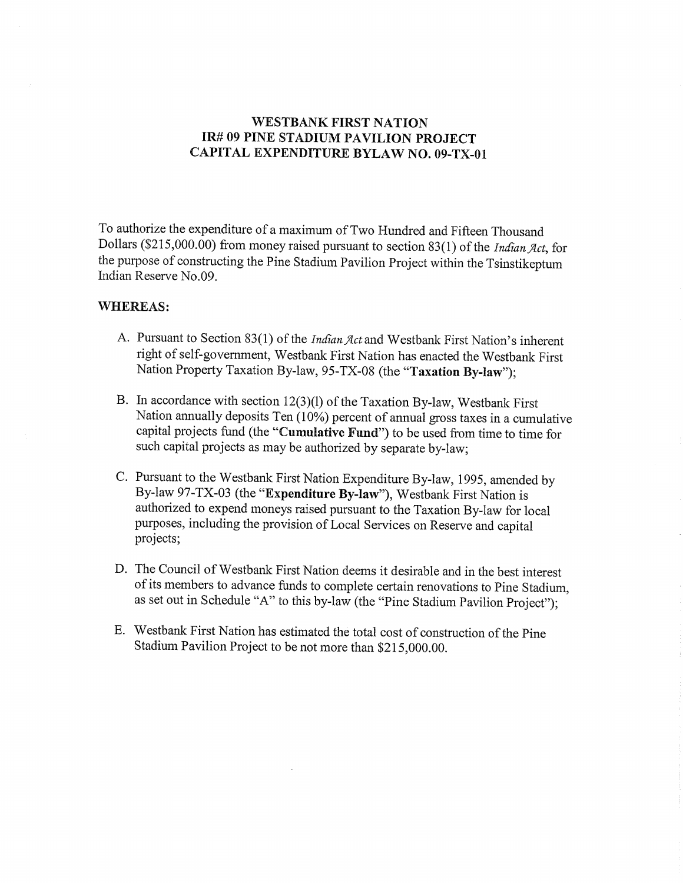# WESTBANK FIRST NATION
# IR# 09 PINE STADIUM PAVILION PROJECT
# CAPITAL EXPENDITURE BYLAW NO. 09-TX-01

To authorize the expenditure of a maximum of Two Hundred and Fifteen Thousand Dollars ($215,000.00) from money raised pursuant to section 83(1) of the *Indian Act*, for the purpose of constructing the Pine Stadium Pavilion Project within the Tsinstikeptum Indian Reserve No.09.

## WHEREAS:

A. Pursuant to Section 83(1) of the *Indian Act* and Westbank First Nation's inherent right of self-government, Westbank First Nation has enacted the Westbank First Nation Property Taxation By-law, 95-TX-08 (the "**Taxation By-law**");

B. In accordance with section 12(3)(l) of the Taxation By-law, Westbank First Nation annually deposits Ten (10%) percent of annual gross taxes in a cumulative capital projects fund (the "**Cumulative Fund**") to be used from time to time for such capital projects as may be authorized by separate by-law;

C. Pursuant to the Westbank First Nation Expenditure By-law, 1995, amended by By-law 97-TX-03 (the "**Expenditure By-law**"), Westbank First Nation is authorized to expend moneys raised pursuant to the Taxation By-law for local purposes, including the provision of Local Services on Reserve and capital projects;

D. The Council of Westbank First Nation deems it desirable and in the best interest of its members to advance funds to complete certain renovations to Pine Stadium, as set out in Schedule "A" to this by-law (the "Pine Stadium Pavilion Project");

E. Westbank First Nation has estimated the total cost of construction of the Pine Stadium Pavilion Project to be not more than $215,000.00.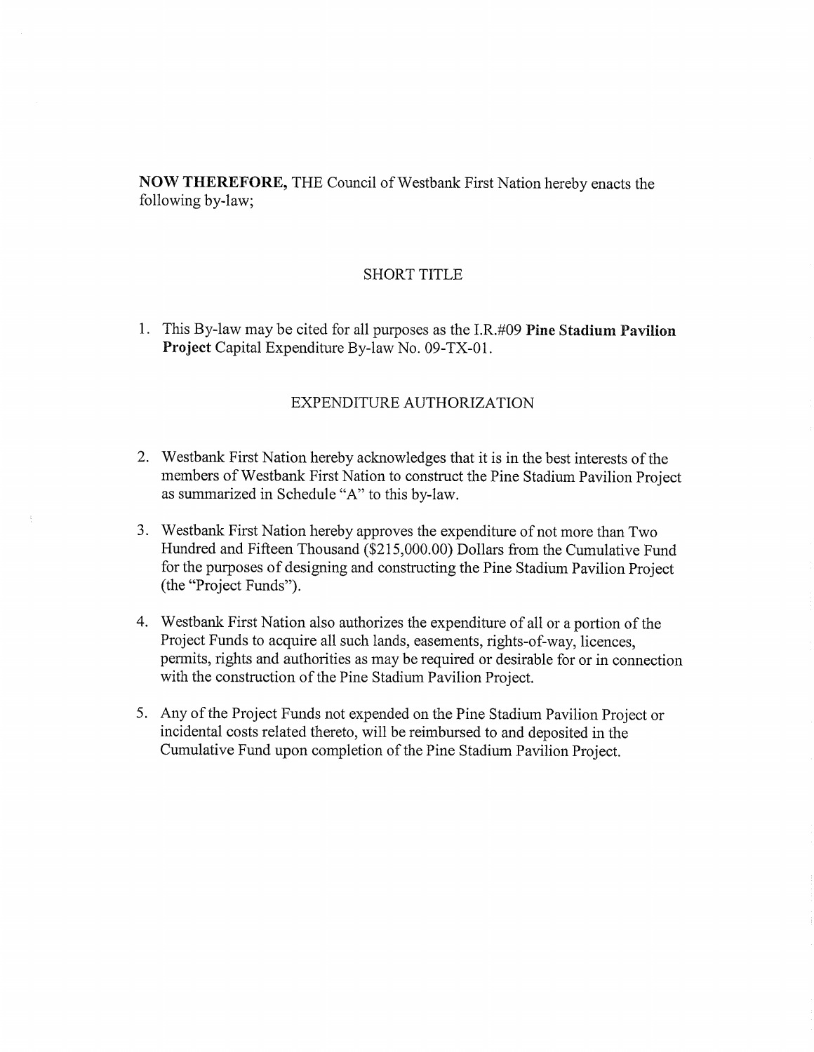**NOW THEREFORE,** THE Council of Westbank First Nation hereby enacts the following by-law;

## SHORT TITLE

1. This By-law may be cited for all purposes as the I.R.#09 **Pine Stadium Pavilion Project** Capital Expenditure By-law No. 09-TX-01.

## EXPENDITURE AUTHORIZATION

2. Westbank First Nation hereby acknowledges that it is in the best interests of the members of Westbank First Nation to construct the Pine Stadium Pavilion Project as summarized in Schedule "A" to this by-law.

3. Westbank First Nation hereby approves the expenditure of not more than Two Hundred and Fifteen Thousand ($215,000.00) Dollars from the Cumulative Fund for the purposes of designing and constructing the Pine Stadium Pavilion Project (the "Project Funds").

4. Westbank First Nation also authorizes the expenditure of all or a portion of the Project Funds to acquire all such lands, easements, rights-of-way, licences, permits, rights and authorities as may be required or desirable for or in connection with the construction of the Pine Stadium Pavilion Project.

5. Any of the Project Funds not expended on the Pine Stadium Pavilion Project or incidental costs related thereto, will be reimbursed to and deposited in the Cumulative Fund upon completion of the Pine Stadium Pavilion Project.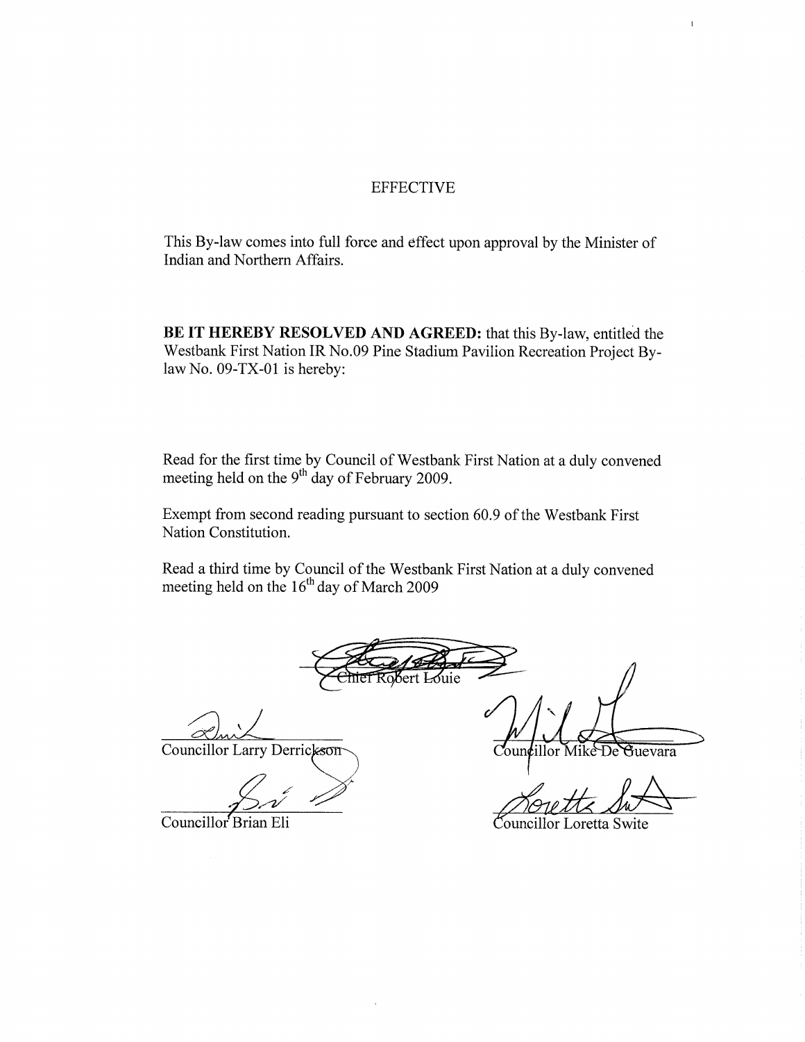## EFFECTIVE

This By-law comes into full force and effect upon approval by the Minister of Indian and Northern Affairs.

**BE IT HEREBY RESOLVED AND AGREED:** that this By-law, entitled the Westbank First Nation IR No.09 Pine Stadium Pavilion Recreation Project By-law No. 09-TX-01 is hereby:

Read for the first time by Council of Westbank First Nation at a duly convened meeting held on the 9th day of February 2009.

Exempt from second reading pursuant to section 60.9 of the Westbank First Nation Constitution.

Read a third time by Council of the Westbank First Nation at a duly convened meeting held on the 16th day of March 2009

Chief Robert Louie

Councillor Larry Derrickson

Councillor Mike De Guevara

Councillor Brian Eli

Councillor Loretta Swite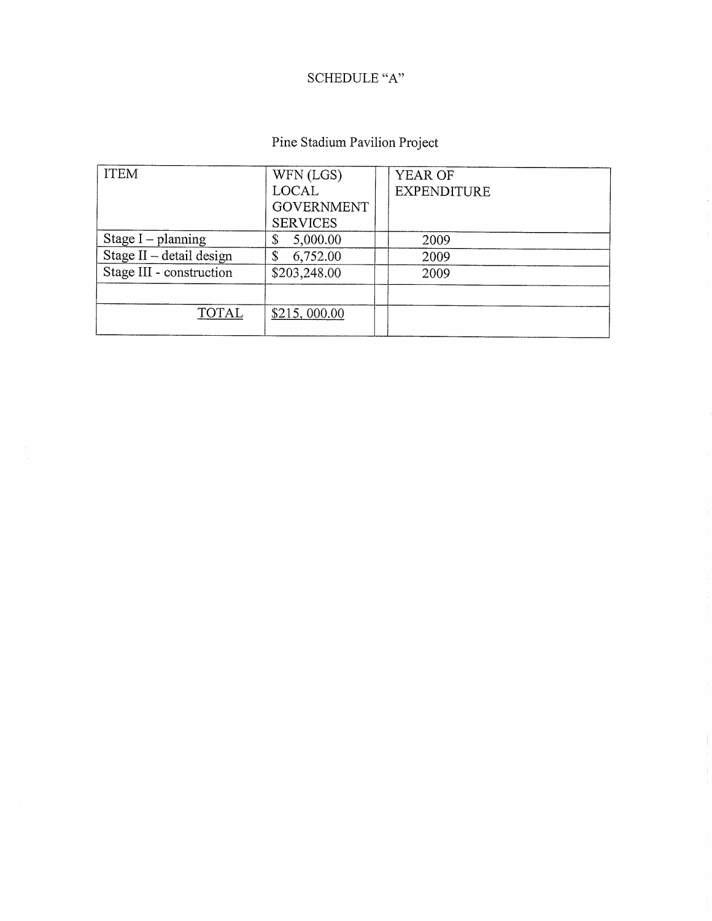# SCHEDULE "A"

## Pine Stadium Pavilion Project

| ITEM | WFN (LGS) LOCAL GOVERNMENT SERVICES | | YEAR OF EXPENDITURE |
|---|---|---|---|
| Stage I – planning | $ 5,000.00 | | 2009 |
| Stage II – detail design | $ 6,752.00 | | 2009 |
| Stage III - construction | $203,248.00 | | 2009 |
| | | | |
| TOTAL | $215, 000.00 | | |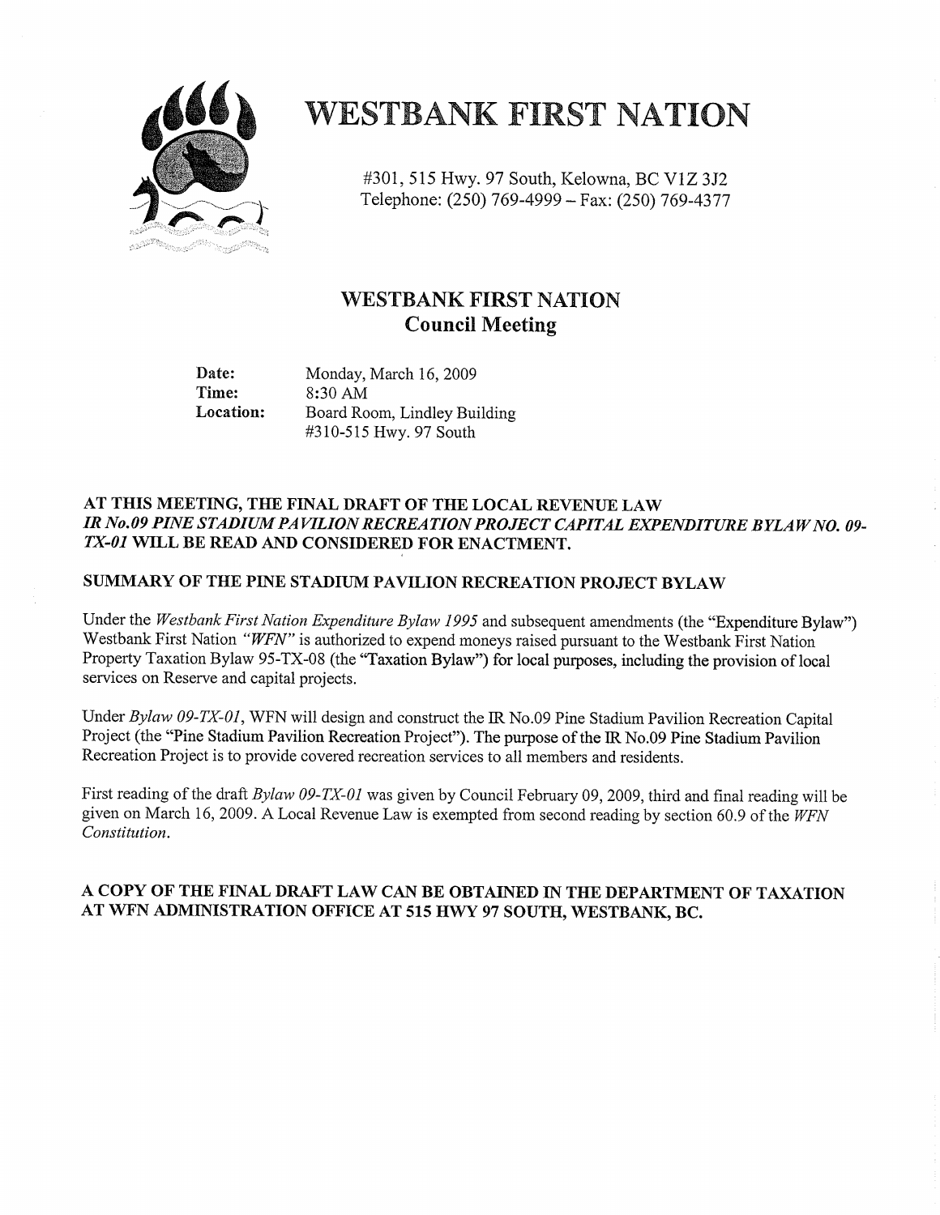# WESTBANK FIRST NATION

#301, 515 Hwy. 97 South, Kelowna, BC V1Z 3J2
Telephone: (250) 769-4999 – Fax: (250) 769-4377

## WESTBANK FIRST NATION
## Council Meeting

**Date:** Monday, March 16, 2009
**Time:** 8:30 AM
**Location:** Board Room, Lindley Building
#310-515 Hwy. 97 South

**AT THIS MEETING, THE FINAL DRAFT OF THE LOCAL REVENUE LAW *IR No.09 PINE STADIUM PAVILION RECREATION PROJECT CAPITAL EXPENDITURE BYLAW NO. 09-TX-01* WILL BE READ AND CONSIDERED FOR ENACTMENT.**

**SUMMARY OF THE PINE STADIUM PAVILION RECREATION PROJECT BYLAW**

Under the *Westbank First Nation Expenditure Bylaw 1995* and subsequent amendments (the "Expenditure Bylaw") Westbank First Nation *"WFN"* is authorized to expend moneys raised pursuant to the Westbank First Nation Property Taxation Bylaw 95-TX-08 (the "Taxation Bylaw") for local purposes, including the provision of local services on Reserve and capital projects.

Under *Bylaw 09-TX-01*, WFN will design and construct the IR No.09 Pine Stadium Pavilion Recreation Capital Project (the "Pine Stadium Pavilion Recreation Project"). The purpose of the IR No.09 Pine Stadium Pavilion Recreation Project is to provide covered recreation services to all members and residents.

First reading of the draft *Bylaw 09-TX-01* was given by Council February 09, 2009, third and final reading will be given on March 16, 2009. A Local Revenue Law is exempted from second reading by section 60.9 of the *WFN Constitution*.

**A COPY OF THE FINAL DRAFT LAW CAN BE OBTAINED IN THE DEPARTMENT OF TAXATION AT WFN ADMINISTRATION OFFICE AT 515 HWY 97 SOUTH, WESTBANK, BC.**